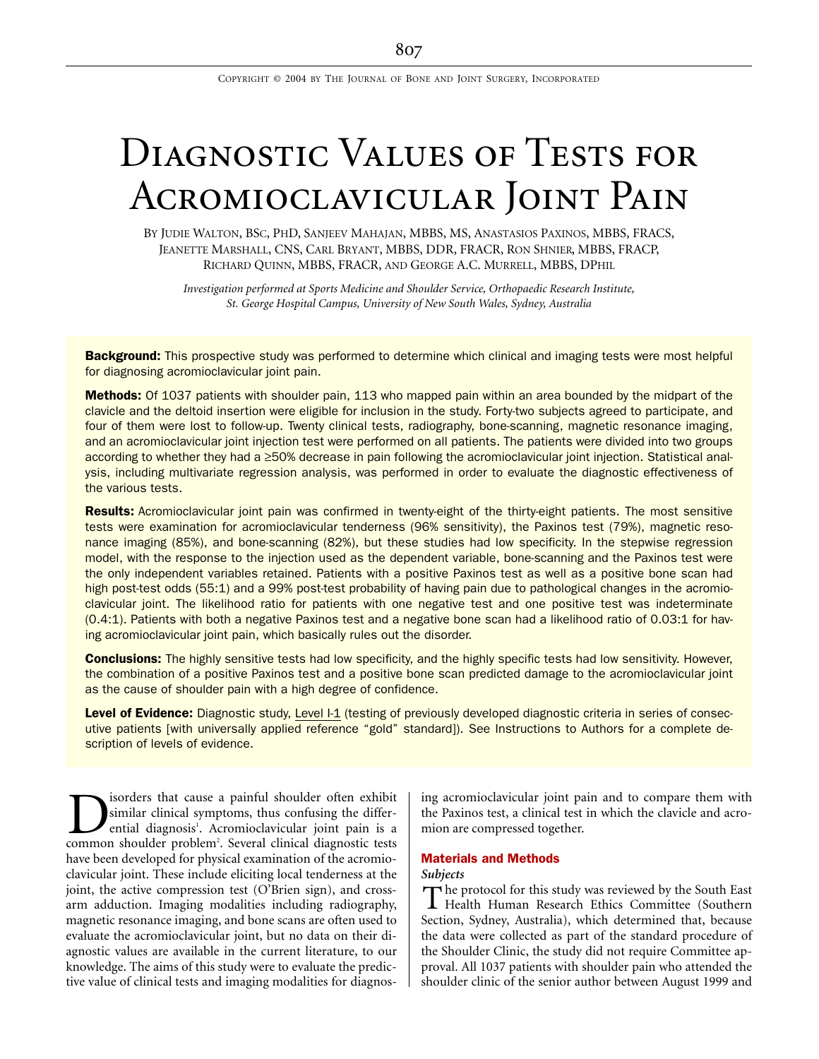COPYRIGHT © 2004 BY THE JOURNAL OF BONE AND JOINT SURGERY, INCORPORATED

# Diagnostic Values of Tests for Acromioclavicular Joint Pain

BY JUDIE WALTON, BSc, PhD, SANJEEV MAHAJAN, MBBS, MS, ANASTASIOS PAXINOS, MBBS, FRACS, JEANETTE MARSHALL, CNS, CARL BRYANT, MBBS, DDR, FRACR, RON SHNIER, MBBS, FRACP, RICHARD QUINN, MBBS, FRACR, AND GEORGE A.C. MURRELL, MBBS, DPHIL

*Investigation performed at Sports Medicine and Shoulder Service, Orthopaedic Research Institute, St. George Hospital Campus, University of New South Wales, Sydney, Australia*

**Background:** This prospective study was performed to determine which clinical and imaging tests were most helpful for diagnosing acromioclavicular joint pain.

**Methods:** Of 1037 patients with shoulder pain, 113 who mapped pain within an area bounded by the midpart of the clavicle and the deltoid insertion were eligible for inclusion in the study. Forty-two subjects agreed to participate, and four of them were lost to follow-up. Twenty clinical tests, radiography, bone-scanning, magnetic resonance imaging, and an acromioclavicular joint injection test were performed on all patients. The patients were divided into two groups according to whether they had a ≥50% decrease in pain following the acromioclavicular joint injection. Statistical analysis, including multivariate regression analysis, was performed in order to evaluate the diagnostic effectiveness of the various tests.

**Results:** Acromioclavicular joint pain was confirmed in twenty-eight of the thirty-eight patients. The most sensitive tests were examination for acromioclavicular tenderness (96% sensitivity), the Paxinos test (79%), magnetic resonance imaging (85%), and bone-scanning (82%), but these studies had low specificity. In the stepwise regression model, with the response to the injection used as the dependent variable, bone-scanning and the Paxinos test were the only independent variables retained. Patients with a positive Paxinos test as well as a positive bone scan had high post-test odds (55:1) and a 99% post-test probability of having pain due to pathological changes in the acromioclavicular joint. The likelihood ratio for patients with one negative test and one positive test was indeterminate (0.4:1). Patients with both a negative Paxinos test and a negative bone scan had a likelihood ratio of 0.03:1 for having acromioclavicular joint pain, which basically rules out the disorder.

**Conclusions:** The highly sensitive tests had low specificity, and the highly specific tests had low sensitivity. However, the combination of a positive Paxinos test and a positive bone scan predicted damage to the acromioclavicular joint as the cause of shoulder pain with a high degree of confidence.

**Level of Evidence:** Diagnostic study, Level I-1 (testing of previously developed diagnostic criteria in series of consecutive patients [with universally applied reference "gold" standard]). See Instructions to Authors for a complete description of levels of evidence.

Disorders that cause a painful shoulder often exhibit similar clinical symptoms, thus confusing the differential diagnosis[1]. Acromioclavicular joint pain is a common shoulder problem[2]. Several clinical diagnostic tests have been developed for physical examination of the acromioclavicular joint. These include eliciting local tenderness at the joint, the active compression test (O'Brien sign), and cross-arm adduction. Imaging modalities including radiography, magnetic resonance imaging, and bone scans are often used to evaluate the acromioclavicular joint, but no data on their diagnostic values are available in the current literature, to our knowledge. The aims of this study were to evaluate the predictive value of clinical tests and imaging modalities for diagnosing acromioclavicular joint pain and to compare them with the Paxinos test, a clinical test in which the clavicle and acromion are compressed together.

## Materials and Methods

### Subjects

The protocol for this study was reviewed by the South East Health Human Research Ethics Committee (Southern Section, Sydney, Australia), which determined that, because the data were collected as part of the standard procedure of the Shoulder Clinic, the study did not require Committee approval. All 1037 patients with shoulder pain who attended the shoulder clinic of the senior author between August 1999 and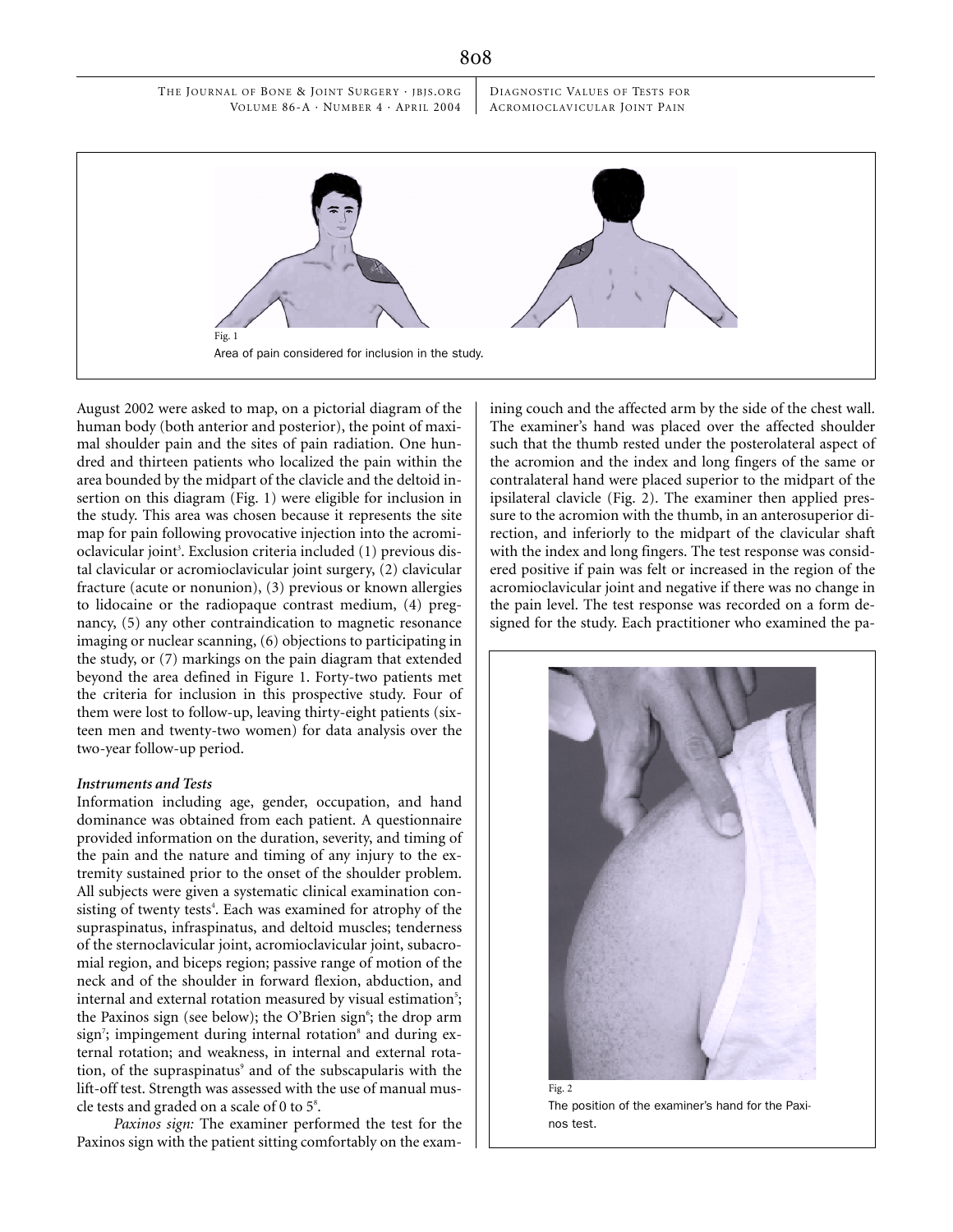Fig. 1

Area of pain considered for inclusion in the study.

August 2002 were asked to map, on a pictorial diagram of the human body (both anterior and posterior), the point of maximal shoulder pain and the sites of pain radiation. One hundred and thirteen patients who localized the pain within the area bounded by the midpart of the clavicle and the deltoid insertion on this diagram (Fig. 1) were eligible for inclusion in the study. This area was chosen because it represents the site map for pain following provocative injection into the acromioclavicular joint[3]. Exclusion criteria included (1) previous distal clavicular or acromioclavicular joint surgery, (2) clavicular fracture (acute or nonunion), (3) previous or known allergies to lidocaine or the radiopaque contrast medium, (4) pregnancy, (5) any other contraindication to magnetic resonance imaging or nuclear scanning, (6) objections to participating in the study, or (7) markings on the pain diagram that extended beyond the area defined in Figure 1. Forty-two patients met the criteria for inclusion in this prospective study. Four of them were lost to follow-up, leaving thirty-eight patients (sixteen men and twenty-two women) for data analysis over the two-year follow-up period.

### *Instruments and Tests*

Information including age, gender, occupation, and hand dominance was obtained from each patient. A questionnaire provided information on the duration, severity, and timing of the pain and the nature and timing of any injury to the extremity sustained prior to the onset of the shoulder problem. All subjects were given a systematic clinical examination consisting of twenty tests[4]. Each was examined for atrophy of the supraspinatus, infraspinatus, and deltoid muscles; tenderness of the sternoclavicular joint, acromioclavicular joint, subacromial region, and biceps region; passive range of motion of the neck and of the shoulder in forward flexion, abduction, and internal and external rotation measured by visual estimation[5]; the Paxinos sign (see below); the O'Brien sign[6]; the drop arm sign[7]; impingement during internal rotation[8] and during external rotation; and weakness, in internal and external rotation, of the supraspinatus[9] and of the subscapularis with the lift-off test. Strength was assessed with the use of manual muscle tests and graded on a scale of 0 to 5[8].

*Paxinos sign:* The examiner performed the test for the Paxinos sign with the patient sitting comfortably on the examining couch and the affected arm by the side of the chest wall. The examiner's hand was placed over the affected shoulder such that the thumb rested under the posterolateral aspect of the acromion and the index and long fingers of the same or contralateral hand were placed superior to the midpart of the ipsilateral clavicle (Fig. 2). The examiner then applied pressure to the acromion with the thumb, in an anterosuperior direction, and inferiorly to the midpart of the clavicular shaft with the index and long fingers. The test response was considered positive if pain was felt or increased in the region of the acromioclavicular joint and negative if there was no change in the pain level. The test response was recorded on a form designed for the study. Each practitioner who examined the pa-

Fig. 2

The position of the examiner's hand for the Paxinos test.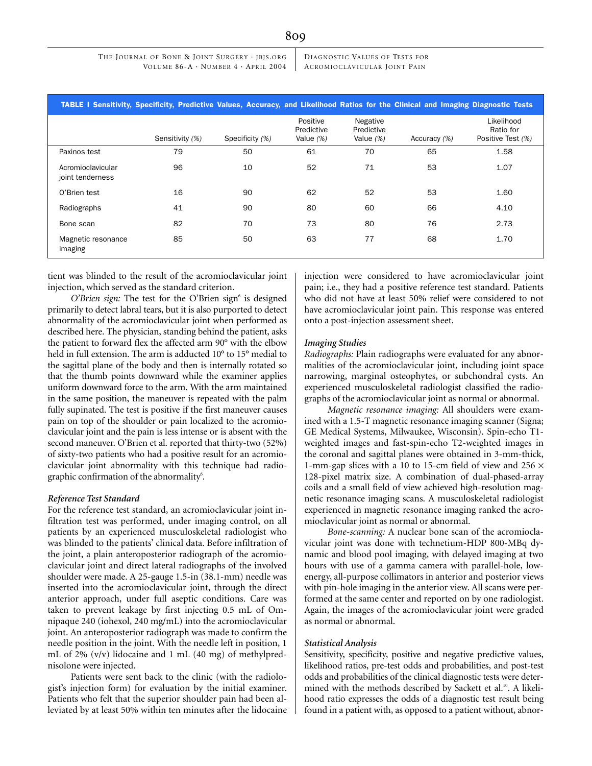**TABLE I Sensitivity, Specificity, Predictive Values, Accuracy, and Likelihood Ratios for the Clinical and Imaging Diagnostic Tests**

| | Sensitivity *(%)* | Specificity *(%)* | Positive Predictive Value *(%)* | Negative Predictive Value *(%)* | Accuracy *(%)* | Likelihood Ratio for Positive Test *(%)* |
|---|---|---|---|---|---|---|
| Paxinos test | 79 | 50 | 61 | 70 | 65 | 1.58 |
| Acromioclavicular joint tenderness | 96 | 10 | 52 | 71 | 53 | 1.07 |
| O'Brien test | 16 | 90 | 62 | 52 | 53 | 1.60 |
| Radiographs | 41 | 90 | 80 | 60 | 66 | 4.10 |
| Bone scan | 82 | 70 | 73 | 80 | 76 | 2.73 |
| Magnetic resonance imaging | 85 | 50 | 63 | 77 | 68 | 1.70 |

tient was blinded to the result of the acromioclavicular joint injection, which served as the standard criterion.

*O'Brien sign:* The test for the O'Brien sign[6] is designed primarily to detect labral tears, but it is also purported to detect abnormality of the acromioclavicular joint when performed as described here. The physician, standing behind the patient, asks the patient to forward flex the affected arm 90° with the elbow held in full extension. The arm is adducted 10° to 15° medial to the sagittal plane of the body and then is internally rotated so that the thumb points downward while the examiner applies uniform downward force to the arm. With the arm maintained in the same position, the maneuver is repeated with the palm fully supinated. The test is positive if the first maneuver causes pain on top of the shoulder or pain localized to the acromioclavicular joint and the pain is less intense or is absent with the second maneuver. O'Brien et al. reported that thirty-two (52%) of sixty-two patients who had a positive result for an acromioclavicular joint abnormality with this technique had radiographic confirmation of the abnormality[6].

### Reference Test Standard

For the reference test standard, an acromioclavicular joint infiltration test was performed, under imaging control, on all patients by an experienced musculoskeletal radiologist who was blinded to the patients' clinical data. Before infiltration of the joint, a plain anteroposterior radiograph of the acromioclavicular joint and direct lateral radiographs of the involved shoulder were made. A 25-gauge 1.5-in (38.1-mm) needle was inserted into the acromioclavicular joint, through the direct anterior approach, under full aseptic conditions. Care was taken to prevent leakage by first injecting 0.5 mL of Omnipaque 240 (iohexol, 240 mg/mL) into the acromioclavicular joint. An anteroposterior radiograph was made to confirm the needle position in the joint. With the needle left in position, 1 mL of 2% (v/v) lidocaine and 1 mL (40 mg) of methylprednisolone were injected.

Patients were sent back to the clinic (with the radiologist's injection form) for evaluation by the initial examiner. Patients who felt that the superior shoulder pain had been alleviated by at least 50% within ten minutes after the lidocaine injection were considered to have acromioclavicular joint pain; i.e., they had a positive reference test standard. Patients who did not have at least 50% relief were considered to not have acromioclavicular joint pain. This response was entered onto a post-injection assessment sheet.

### Imaging Studies

*Radiographs:* Plain radiographs were evaluated for any abnormalities of the acromioclavicular joint, including joint space narrowing, marginal osteophytes, or subchondral cysts. An experienced musculoskeletal radiologist classified the radiographs of the acromioclavicular joint as normal or abnormal.

*Magnetic resonance imaging:* All shoulders were examined with a 1.5-T magnetic resonance imaging scanner (Signa; GE Medical Systems, Milwaukee, Wisconsin). Spin-echo T1-weighted images and fast-spin-echo T2-weighted images in the coronal and sagittal planes were obtained in 3-mm-thick, 1-mm-gap slices with a 10 to 15-cm field of view and 256 × 128-pixel matrix size. A combination of dual-phased-array coils and a small field of view achieved high-resolution magnetic resonance imaging scans. A musculoskeletal radiologist experienced in magnetic resonance imaging ranked the acromioclavicular joint as normal or abnormal.

*Bone-scanning:* A nuclear bone scan of the acromioclavicular joint was done with technetium-HDP 800-MBq dynamic and blood pool imaging, with delayed imaging at two hours with use of a gamma camera with parallel-hole, low-energy, all-purpose collimators in anterior and posterior views with pin-hole imaging in the anterior view. All scans were performed at the same center and reported on by one radiologist. Again, the images of the acromioclavicular joint were graded as normal or abnormal.

### Statistical Analysis

Sensitivity, specificity, positive and negative predictive values, likelihood ratios, pre-test odds and probabilities, and post-test odds and probabilities of the clinical diagnostic tests were determined with the methods described by Sackett et al.[10]. A likelihood ratio expresses the odds of a diagnostic test result being found in a patient with, as opposed to a patient without, abnor-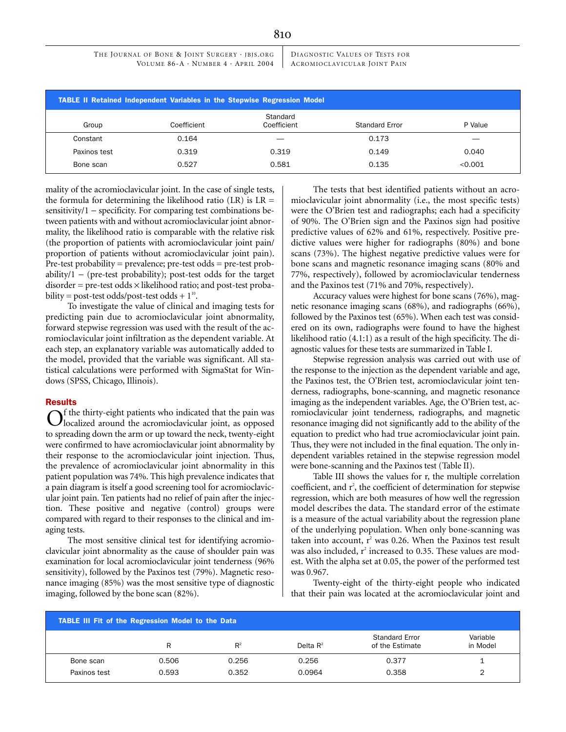**TABLE II Retained Independent Variables in the Stepwise Regression Model**

| Group | Coefficient | Standard Coefficient | Standard Error | P Value |
|---|---|---|---|---|
| Constant | 0.164 | — | 0.173 | — |
| Paxinos test | 0.319 | 0.319 | 0.149 | 0.040 |
| Bone scan | 0.527 | 0.581 | 0.135 | <0.001 |

mality of the acromioclavicular joint. In the case of single tests, the formula for determining the likelihood ratio (LR) is LR = sensitivity/1 − specificity. For comparing test combinations between patients with and without acromioclavicular joint abnormality, the likelihood ratio is comparable with the relative risk (the proportion of patients with acromioclavicular joint pain/ proportion of patients without acromioclavicular joint pain). Pre-test probability = prevalence; pre-test odds = pre-test probability/1 − (pre-test probability); post-test odds for the target disorder = pre-test odds × likelihood ratio; and post-test probability = post-test odds/post-test odds + 1[10].

To investigate the value of clinical and imaging tests for predicting pain due to acromioclavicular joint abnormality, forward stepwise regression was used with the result of the acromioclavicular joint infiltration as the dependent variable. At each step, an explanatory variable was automatically added to the model, provided that the variable was significant. All statistical calculations were performed with SigmaStat for Windows (SPSS, Chicago, Illinois).

## Results

Of the thirty-eight patients who indicated that the pain was localized around the acromioclavicular joint, as opposed to spreading down the arm or up toward the neck, twenty-eight were confirmed to have acromioclavicular joint abnormality by their response to the acromioclavicular joint injection. Thus, the prevalence of acromioclavicular joint abnormality in this patient population was 74%. This high prevalence indicates that a pain diagram is itself a good screening tool for acromioclavicular joint pain. Ten patients had no relief of pain after the injection. These positive and negative (control) groups were compared with regard to their responses to the clinical and imaging tests.

The most sensitive clinical test for identifying acromioclavicular joint abnormality as the cause of shoulder pain was examination for local acromioclavicular joint tenderness (96% sensitivity), followed by the Paxinos test (79%). Magnetic resonance imaging (85%) was the most sensitive type of diagnostic imaging, followed by the bone scan (82%).

The tests that best identified patients without an acromioclavicular joint abnormality (i.e., the most specific tests) were the O'Brien test and radiographs; each had a specificity of 90%. The O'Brien sign and the Paxinos sign had positive predictive values of 62% and 61%, respectively. Positive predictive values were higher for radiographs (80%) and bone scans (73%). The highest negative predictive values were for bone scans and magnetic resonance imaging scans (80% and 77%, respectively), followed by acromioclavicular tenderness and the Paxinos test (71% and 70%, respectively).

Accuracy values were highest for bone scans (76%), magnetic resonance imaging scans (68%), and radiographs (66%), followed by the Paxinos test (65%). When each test was considered on its own, radiographs were found to have the highest likelihood ratio (4.1:1) as a result of the high specificity. The diagnostic values for these tests are summarized in Table I.

Stepwise regression analysis was carried out with use of the response to the injection as the dependent variable and age, the Paxinos test, the O'Brien test, acromioclavicular joint tenderness, radiographs, bone-scanning, and magnetic resonance imaging as the independent variables. Age, the O'Brien test, acromioclavicular joint tenderness, radiographs, and magnetic resonance imaging did not significantly add to the ability of the equation to predict who had true acromioclavicular joint pain. Thus, they were not included in the final equation. The only independent variables retained in the stepwise regression model were bone-scanning and the Paxinos test (Table II).

Table III shows the values for r, the multiple correlation coefficient, and $r^2$, the coefficient of determination for stepwise regression, which are both measures of how well the regression model describes the data. The standard error of the estimate is a measure of the actual variability about the regression plane of the underlying population. When only bone-scanning was taken into account, $r^2$ was 0.26. When the Paxinos test result was also included, $r^2$ increased to 0.35. These values are modest. With the alpha set at 0.05, the power of the performed test was 0.967.

Twenty-eight of the thirty-eight people who indicated that their pain was located at the acromioclavicular joint and

**TABLE III Fit of the Regression Model to the Data**

| | R | $R^2$ | Delta $R^2$ | Standard Error of the Estimate | Variable in Model |
|---|---|---|---|---|---|
| Bone scan | 0.506 | 0.256 | 0.256 | 0.377 | 1 |
| Paxinos test | 0.593 | 0.352 | 0.0964 | 0.358 | 2 |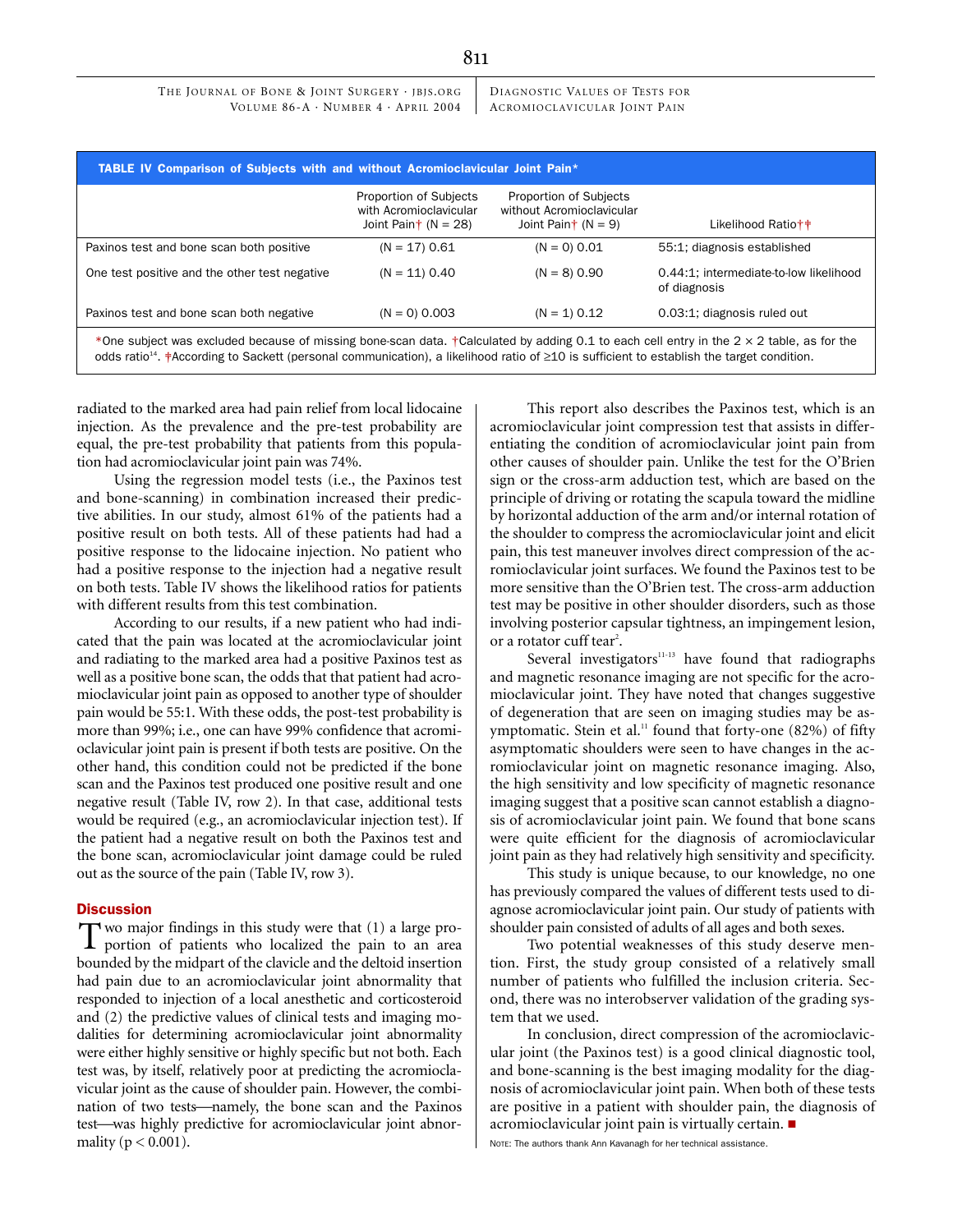**TABLE IV Comparison of Subjects with and without Acromioclavicular Joint Pain***

| | Proportion of Subjects with Acromioclavicular Joint Pain† (N = 28) | Proportion of Subjects without Acromioclavicular Joint Pain† (N = 9) | Likelihood Ratio†‡ |
|---|---|---|---|
| Paxinos test and bone scan both positive | (N = 17) 0.61 | (N = 0) 0.01 | 55:1; diagnosis established |
| One test positive and the other test negative | (N = 11) 0.40 | (N = 8) 0.90 | 0.44:1; intermediate-to-low likelihood of diagnosis |
| Paxinos test and bone scan both negative | (N = 0) 0.003 | (N = 1) 0.12 | 0.03:1; diagnosis ruled out |

*One subject was excluded because of missing bone-scan data. †Calculated by adding 0.1 to each cell entry in the 2 × 2 table, as for the odds ratio[14]. ‡According to Sackett (personal communication), a likelihood ratio of ≥10 is sufficient to establish the target condition.

radiated to the marked area had pain relief from local lidocaine injection. As the prevalence and the pre-test probability are equal, the pre-test probability that patients from this population had acromioclavicular joint pain was 74%.

Using the regression model tests (i.e., the Paxinos test and bone-scanning) in combination increased their predictive abilities. In our study, almost 61% of the patients had a positive result on both tests. All of these patients had had a positive response to the lidocaine injection. No patient who had a positive response to the injection had a negative result on both tests. Table IV shows the likelihood ratios for patients with different results from this test combination.

According to our results, if a new patient who had indicated that the pain was located at the acromioclavicular joint and radiating to the marked area had a positive Paxinos test as well as a positive bone scan, the odds that that patient had acromioclavicular joint pain as opposed to another type of shoulder pain would be 55:1. With these odds, the post-test probability is more than 99%; i.e., one can have 99% confidence that acromioclavicular joint pain is present if both tests are positive. On the other hand, this condition could not be predicted if the bone scan and the Paxinos test produced one positive result and one negative result (Table IV, row 2). In that case, additional tests would be required (e.g., an acromioclavicular injection test). If the patient had a negative result on both the Paxinos test and the bone scan, acromioclavicular joint damage could be ruled out as the source of the pain (Table IV, row 3).

## Discussion

Two major findings in this study were that (1) a large proportion of patients who localized the pain to an area bounded by the midpart of the clavicle and the deltoid insertion had pain due to an acromioclavicular joint abnormality that responded to injection of a local anesthetic and corticosteroid and (2) the predictive values of clinical tests and imaging modalities for determining acromioclavicular joint abnormality were either highly sensitive or highly specific but not both. Each test was, by itself, relatively poor at predicting the acromioclavicular joint as the cause of shoulder pain. However, the combination of two tests—namely, the bone scan and the Paxinos test—was highly predictive for acromioclavicular joint abnormality ($p < 0.001$).

This report also describes the Paxinos test, which is an acromioclavicular joint compression test that assists in differentiating the condition of acromioclavicular joint pain from other causes of shoulder pain. Unlike the test for the O'Brien sign or the cross-arm adduction test, which are based on the principle of driving or rotating the scapula toward the midline by horizontal adduction of the arm and/or internal rotation of the shoulder to compress the acromioclavicular joint and elicit pain, this test maneuver involves direct compression of the acromioclavicular joint surfaces. We found the Paxinos test to be more sensitive than the O'Brien test. The cross-arm adduction test may be positive in other shoulder disorders, such as those involving posterior capsular tightness, an impingement lesion, or a rotator cuff tear[2].

Several investigators[11-13] have found that radiographs and magnetic resonance imaging are not specific for the acromioclavicular joint. They have noted that changes suggestive of degeneration that are seen on imaging studies may be asymptomatic. Stein et al.[11] found that forty-one (82%) of fifty asymptomatic shoulders were seen to have changes in the acromioclavicular joint on magnetic resonance imaging. Also, the high sensitivity and low specificity of magnetic resonance imaging suggest that a positive scan cannot establish a diagnosis of acromioclavicular joint pain. We found that bone scans were quite efficient for the diagnosis of acromioclavicular joint pain as they had relatively high sensitivity and specificity.

This study is unique because, to our knowledge, no one has previously compared the values of different tests used to diagnose acromioclavicular joint pain. Our study of patients with shoulder pain consisted of adults of all ages and both sexes.

Two potential weaknesses of this study deserve mention. First, the study group consisted of a relatively small number of patients who fulfilled the inclusion criteria. Second, there was no interobserver validation of the grading system that we used.

In conclusion, direct compression of the acromioclavicular joint (the Paxinos test) is a good clinical diagnostic tool, and bone-scanning is the best imaging modality for the diagnosis of acromioclavicular joint pain. When both of these tests are positive in a patient with shoulder pain, the diagnosis of acromioclavicular joint pain is virtually certain. ■

NOTE: The authors thank Ann Kavanagh for her technical assistance.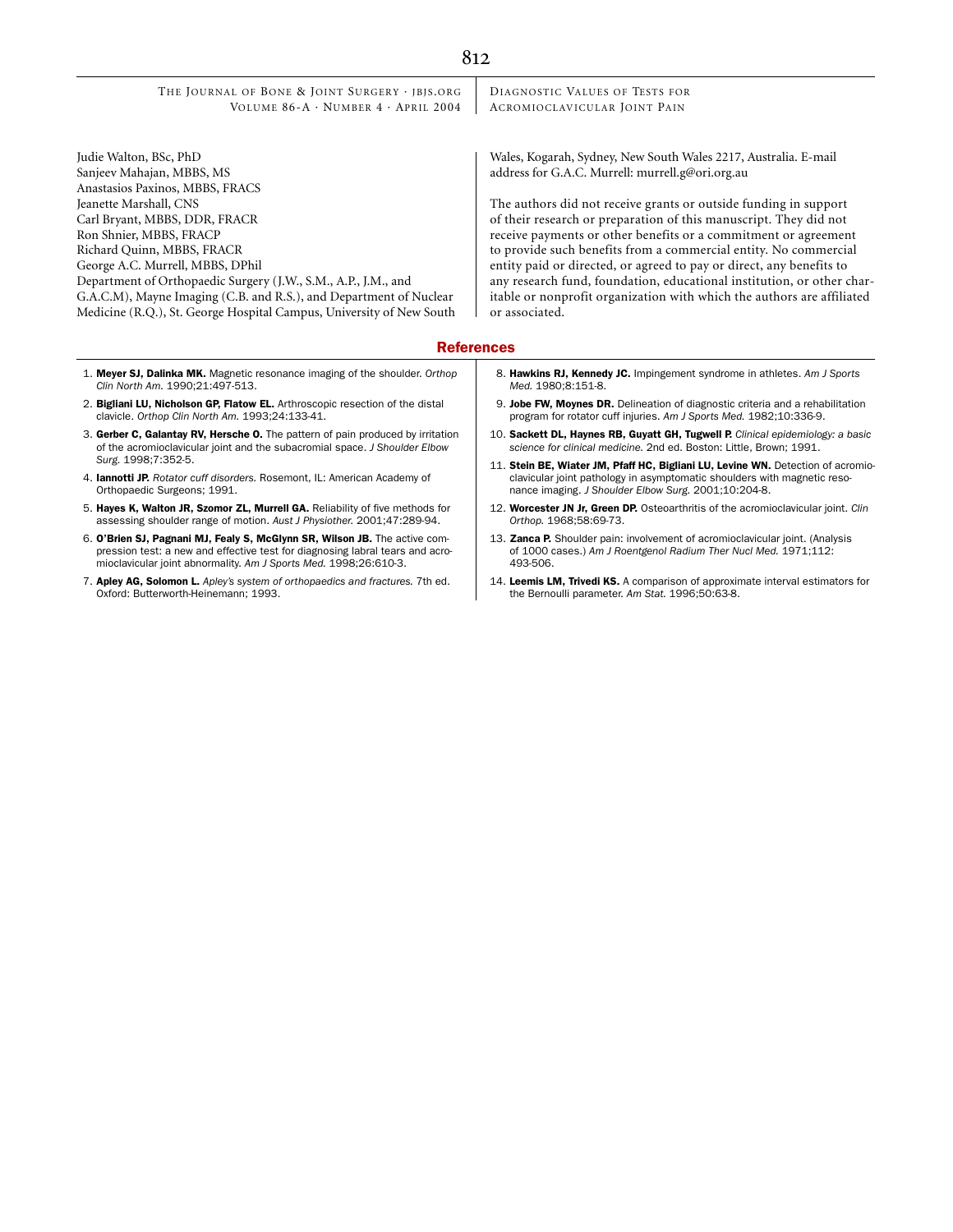Judie Walton, BSc, PhD
Sanjeev Mahajan, MBBS, MS
Anastasios Paxinos, MBBS, FRACS
Jeanette Marshall, CNS
Carl Bryant, MBBS, DDR, FRACR
Ron Shnier, MBBS, FRACP
Richard Quinn, MBBS, FRACR
George A.C. Murrell, MBBS, DPhil
Department of Orthopaedic Surgery (J.W., S.M., A.P., J.M., and G.A.C.M), Mayne Imaging (C.B. and R.S.), and Department of Nuclear Medicine (R.Q.), St. George Hospital Campus, University of New South Wales, Kogarah, Sydney, New South Wales 2217, Australia. E-mail address for G.A.C. Murrell: murrell.g@ori.org.au

The authors did not receive grants or outside funding in support of their research or preparation of this manuscript. They did not receive payments or other benefits or a commitment or agreement to provide such benefits from a commercial entity. No commercial entity paid or directed, or agreed to pay or direct, any benefits to any research fund, foundation, educational institution, or other charitable or nonprofit organization with which the authors are affiliated or associated.

## References

1. **Meyer SJ, Dalinka MK.** Magnetic resonance imaging of the shoulder. *Orthop Clin North Am.* 1990;21:497-513.
2. **Bigliani LU, Nicholson GP, Flatow EL.** Arthroscopic resection of the distal clavicle. *Orthop Clin North Am.* 1993;24:133-41.
3. **Gerber C, Galantay RV, Hersche O.** The pattern of pain produced by irritation of the acromioclavicular joint and the subacromial space. *J Shoulder Elbow Surg.* 1998;7:352-5.
4. **Iannotti JP.** *Rotator cuff disorders.* Rosemont, IL: American Academy of Orthopaedic Surgeons; 1991.
5. **Hayes K, Walton JR, Szomor ZL, Murrell GA.** Reliability of five methods for assessing shoulder range of motion. *Aust J Physiother.* 2001;47:289-94.
6. **O'Brien SJ, Pagnani MJ, Fealy S, McGlynn SR, Wilson JB.** The active compression test: a new and effective test for diagnosing labral tears and acromioclavicular joint abnormality. *Am J Sports Med.* 1998;26:610-3.
7. **Apley AG, Solomon L.** *Apley's system of orthopaedics and fractures.* 7th ed. Oxford: Butterworth-Heinemann; 1993.
8. **Hawkins RJ, Kennedy JC.** Impingement syndrome in athletes. *Am J Sports Med.* 1980;8:151-8.
9. **Jobe FW, Moynes DR.** Delineation of diagnostic criteria and a rehabilitation program for rotator cuff injuries. *Am J Sports Med.* 1982;10:336-9.
10. **Sackett DL, Haynes RB, Guyatt GH, Tugwell P.** *Clinical epidemiology: a basic science for clinical medicine.* 2nd ed. Boston: Little, Brown; 1991.
11. **Stein BE, Wiater JM, Pfaff HC, Bigliani LU, Levine WN.** Detection of acromioclavicular joint pathology in asymptomatic shoulders with magnetic resonance imaging. *J Shoulder Elbow Surg.* 2001;10:204-8.
12. **Worcester JN Jr, Green DP.** Osteoarthritis of the acromioclavicular joint. *Clin Orthop.* 1968;58:69-73.
13. **Zanca P.** Shoulder pain: involvement of acromioclavicular joint. (Analysis of 1000 cases.) *Am J Roentgenol Radium Ther Nucl Med.* 1971;112:493-506.
14. **Leemis LM, Trivedi KS.** A comparison of approximate interval estimators for the Bernoulli parameter. *Am Stat.* 1996;50:63-8.